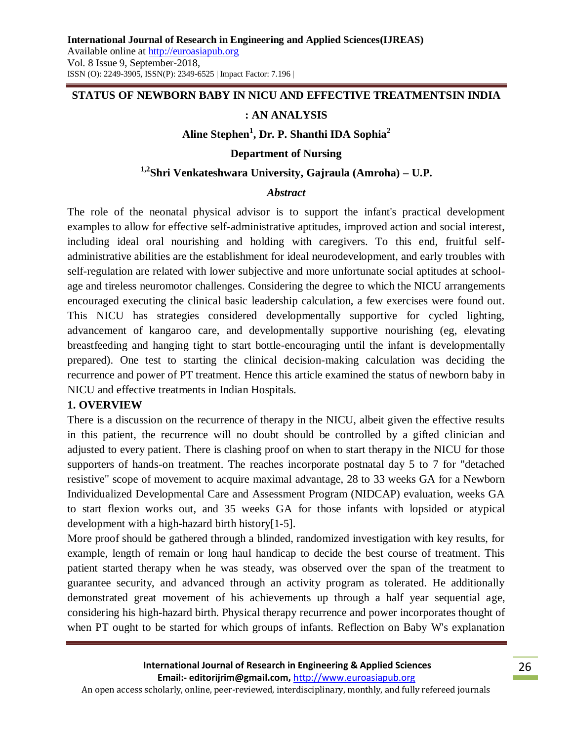# STATUS OF NEWBORN BABY IN NICU AND EFFECTIVE TREATMENTSIN INDIA : AN ANALYSIS

**Aline Stephen[1], Dr. P. Shanthi IDA Sophia[2]**

**Department of Nursing**

**[1,2]Shri Venkateshwara University, Gajraula (Amroha) – U.P.**

## *Abstract*

The role of the neonatal physical advisor is to support the infant's practical development examples to allow for effective self-administrative aptitudes, improved action and social interest, including ideal oral nourishing and holding with caregivers. To this end, fruitful self-administrative abilities are the establishment for ideal neurodevelopment, and early troubles with self-regulation are related with lower subjective and more unfortunate social aptitudes at school-age and tireless neuromotor challenges. Considering the degree to which the NICU arrangements encouraged executing the clinical basic leadership calculation, a few exercises were found out. This NICU has strategies considered developmentally supportive for cycled lighting, advancement of kangaroo care, and developmentally supportive nourishing (eg, elevating breastfeeding and hanging tight to start bottle-encouraging until the infant is developmentally prepared). One test to starting the clinical decision-making calculation was deciding the recurrence and power of PT treatment. Hence this article examined the status of newborn baby in NICU and effective treatments in Indian Hospitals.

## 1. OVERVIEW

There is a discussion on the recurrence of therapy in the NICU, albeit given the effective results in this patient, the recurrence will no doubt should be controlled by a gifted clinician and adjusted to every patient. There is clashing proof on when to start therapy in the NICU for those supporters of hands-on treatment. The reaches incorporate postnatal day 5 to 7 for "detached resistive" scope of movement to acquire maximal advantage, 28 to 33 weeks GA for a Newborn Individualized Developmental Care and Assessment Program (NIDCAP) evaluation, weeks GA to start flexion works out, and 35 weeks GA for those infants with lopsided or atypical development with a high-hazard birth history[1-5].

More proof should be gathered through a blinded, randomized investigation with key results, for example, length of remain or long haul handicap to decide the best course of treatment. This patient started therapy when he was steady, was observed over the span of the treatment to guarantee security, and advanced through an activity program as tolerated. He additionally demonstrated great movement of his achievements up through a half year sequential age, considering his high-hazard birth. Physical therapy recurrence and power incorporates thought of when PT ought to be started for which groups of infants. Reflection on Baby W's explanation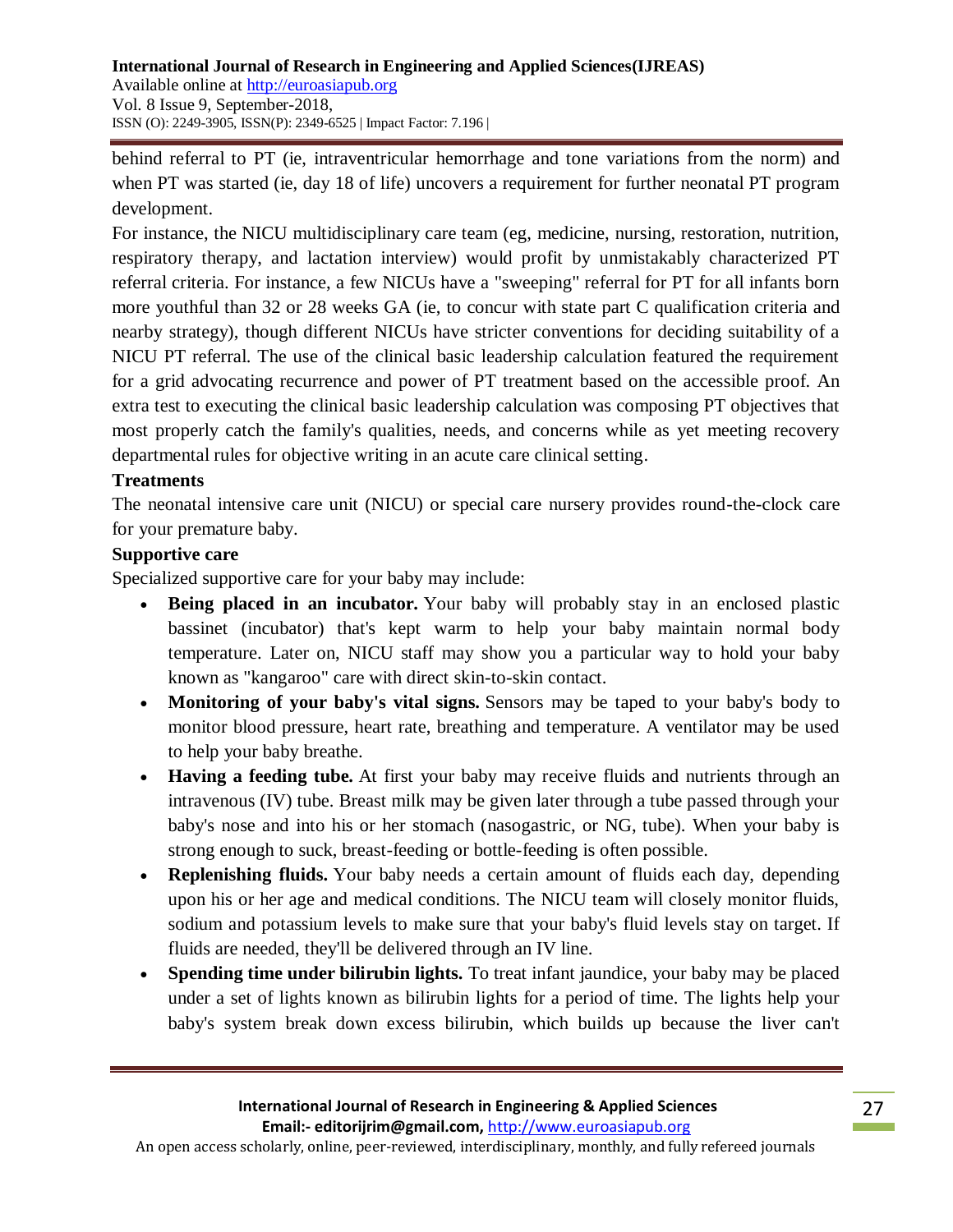behind referral to PT (ie, intraventricular hemorrhage and tone variations from the norm) and when PT was started (ie, day 18 of life) uncovers a requirement for further neonatal PT program development.

For instance, the NICU multidisciplinary care team (eg, medicine, nursing, restoration, nutrition, respiratory therapy, and lactation interview) would profit by unmistakably characterized PT referral criteria. For instance, a few NICUs have a "sweeping" referral for PT for all infants born more youthful than 32 or 28 weeks GA (ie, to concur with state part C qualification criteria and nearby strategy), though different NICUs have stricter conventions for deciding suitability of a NICU PT referral. The use of the clinical basic leadership calculation featured the requirement for a grid advocating recurrence and power of PT treatment based on the accessible proof. An extra test to executing the clinical basic leadership calculation was composing PT objectives that most properly catch the family's qualities, needs, and concerns while as yet meeting recovery departmental rules for objective writing in an acute care clinical setting.

### Treatments

The neonatal intensive care unit (NICU) or special care nursery provides round-the-clock care for your premature baby.

### Supportive care

Specialized supportive care for your baby may include:

- **Being placed in an incubator.** Your baby will probably stay in an enclosed plastic bassinet (incubator) that's kept warm to help your baby maintain normal body temperature. Later on, NICU staff may show you a particular way to hold your baby known as "kangaroo" care with direct skin-to-skin contact.
- **Monitoring of your baby's vital signs.** Sensors may be taped to your baby's body to monitor blood pressure, heart rate, breathing and temperature. A ventilator may be used to help your baby breathe.
- **Having a feeding tube.** At first your baby may receive fluids and nutrients through an intravenous (IV) tube. Breast milk may be given later through a tube passed through your baby's nose and into his or her stomach (nasogastric, or NG, tube). When your baby is strong enough to suck, breast-feeding or bottle-feeding is often possible.
- **Replenishing fluids.** Your baby needs a certain amount of fluids each day, depending upon his or her age and medical conditions. The NICU team will closely monitor fluids, sodium and potassium levels to make sure that your baby's fluid levels stay on target. If fluids are needed, they'll be delivered through an IV line.
- **Spending time under bilirubin lights.** To treat infant jaundice, your baby may be placed under a set of lights known as bilirubin lights for a period of time. The lights help your baby's system break down excess bilirubin, which builds up because the liver can't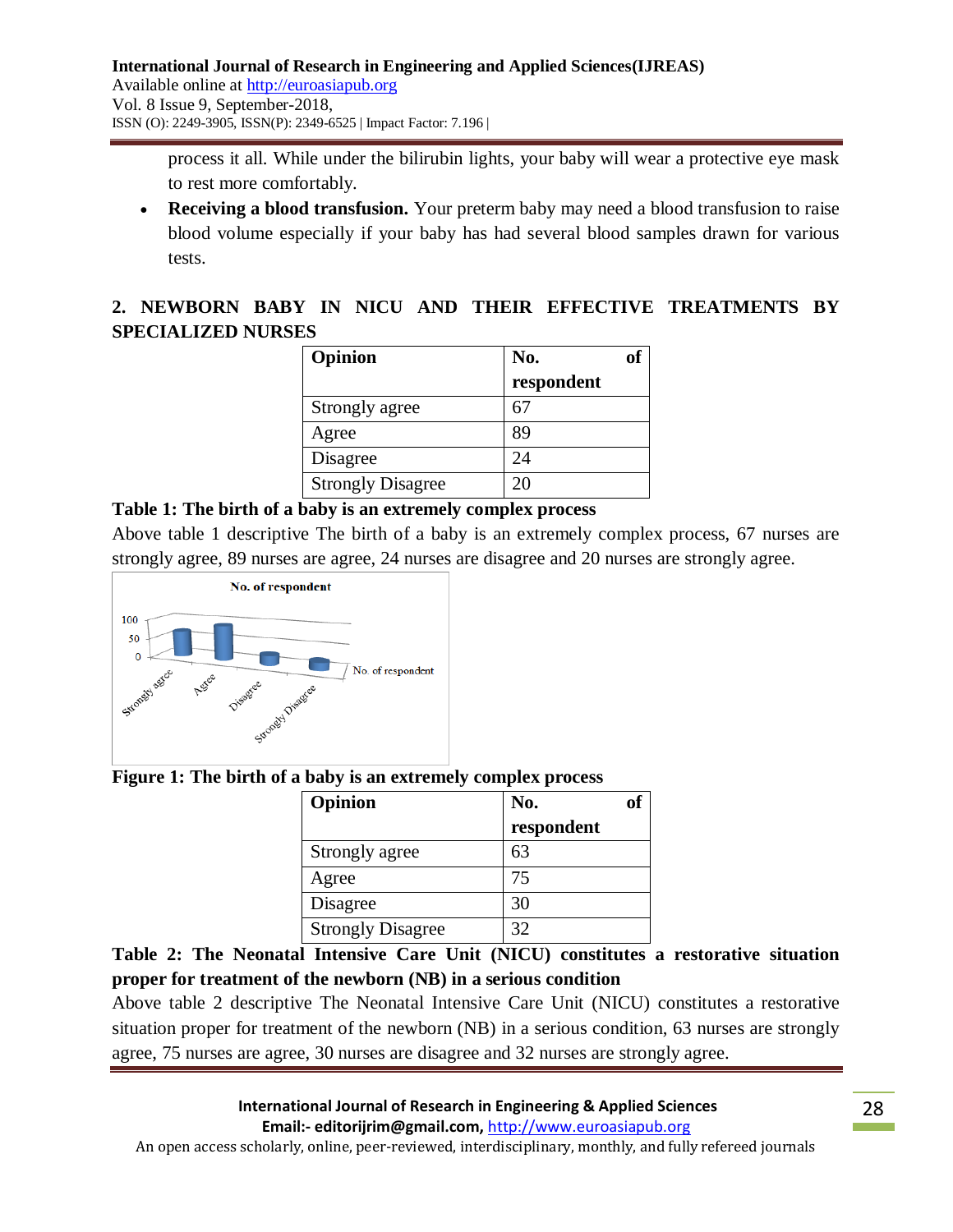process it all. While under the bilirubin lights, your baby will wear a protective eye mask to rest more comfortably.

- **Receiving a blood transfusion.** Your preterm baby may need a blood transfusion to raise blood volume especially if your baby has had several blood samples drawn for various tests.

## 2. NEWBORN BABY IN NICU AND THEIR EFFECTIVE TREATMENTS BY SPECIALIZED NURSES

| Opinion | No. of respondent |
|---|---|
| Strongly agree | 67 |
| Agree | 89 |
| Disagree | 24 |
| Strongly Disagree | 20 |

**Table 1: The birth of a baby is an extremely complex process**

Above table 1 descriptive The birth of a baby is an extremely complex process, 67 nurses are strongly agree, 89 nurses are agree, 24 nurses are disagree and 20 nurses are strongly agree.

**Figure 1: The birth of a baby is an extremely complex process**

| Opinion | No. of respondent |
|---|---|
| Strongly agree | 63 |
| Agree | 75 |
| Disagree | 30 |
| Strongly Disagree | 32 |

**Table 2: The Neonatal Intensive Care Unit (NICU) constitutes a restorative situation proper for treatment of the newborn (NB) in a serious condition**

Above table 2 descriptive The Neonatal Intensive Care Unit (NICU) constitutes a restorative situation proper for treatment of the newborn (NB) in a serious condition, 63 nurses are strongly agree, 75 nurses are agree, 30 nurses are disagree and 32 nurses are strongly agree.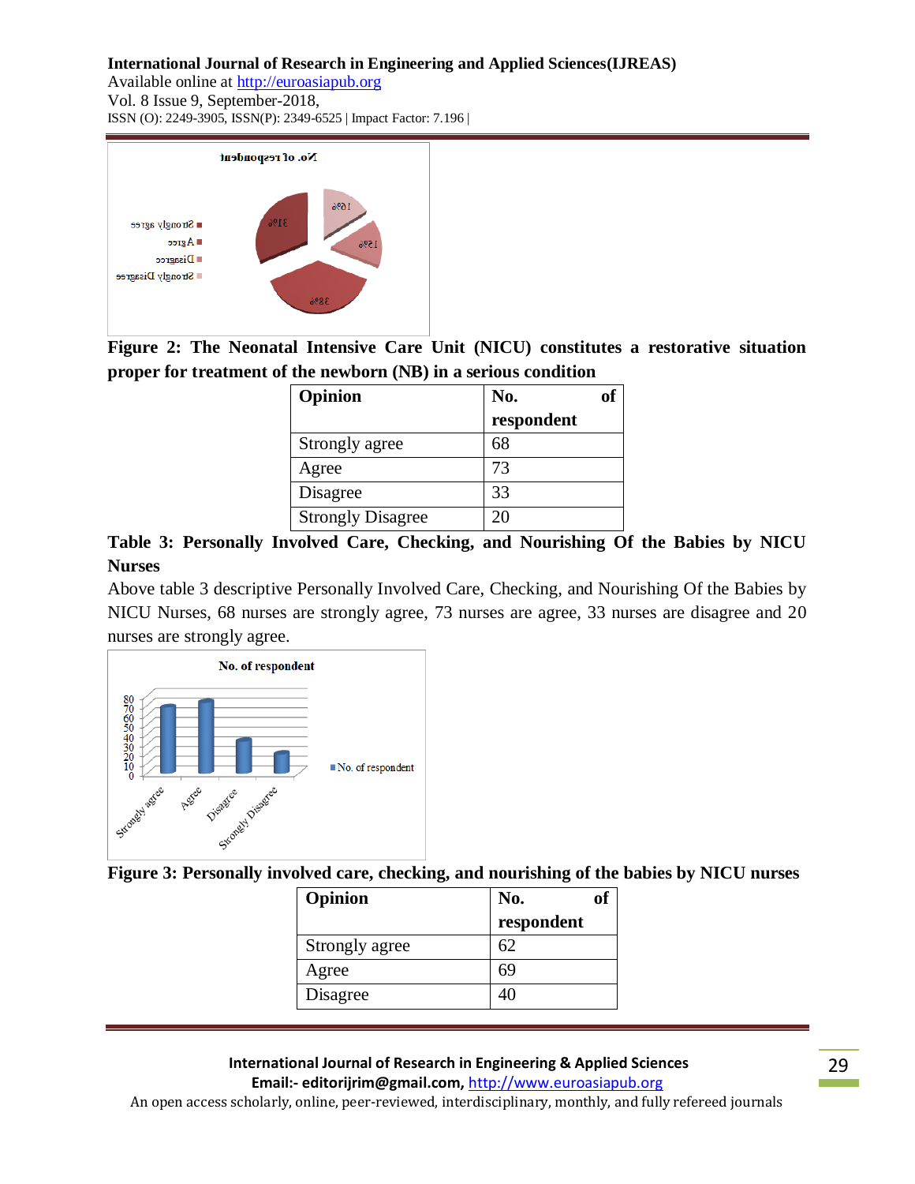**Figure 2: The Neonatal Intensive Care Unit (NICU) constitutes a restorative situation proper for treatment of the newborn (NB) in a serious condition**

| Opinion | No. of respondent |
|---|---|
| Strongly agree | 68 |
| Agree | 73 |
| Disagree | 33 |
| Strongly Disagree | 20 |

**Table 3: Personally Involved Care, Checking, and Nourishing Of the Babies by NICU Nurses**

Above table 3 descriptive Personally Involved Care, Checking, and Nourishing Of the Babies by NICU Nurses, 68 nurses are strongly agree, 73 nurses are agree, 33 nurses are disagree and 20 nurses are strongly agree.

**Figure 3: Personally involved care, checking, and nourishing of the babies by NICU nurses**

| Opinion | No. of respondent |
|---|---|
| Strongly agree | 62 |
| Agree | 69 |
| Disagree | 40 |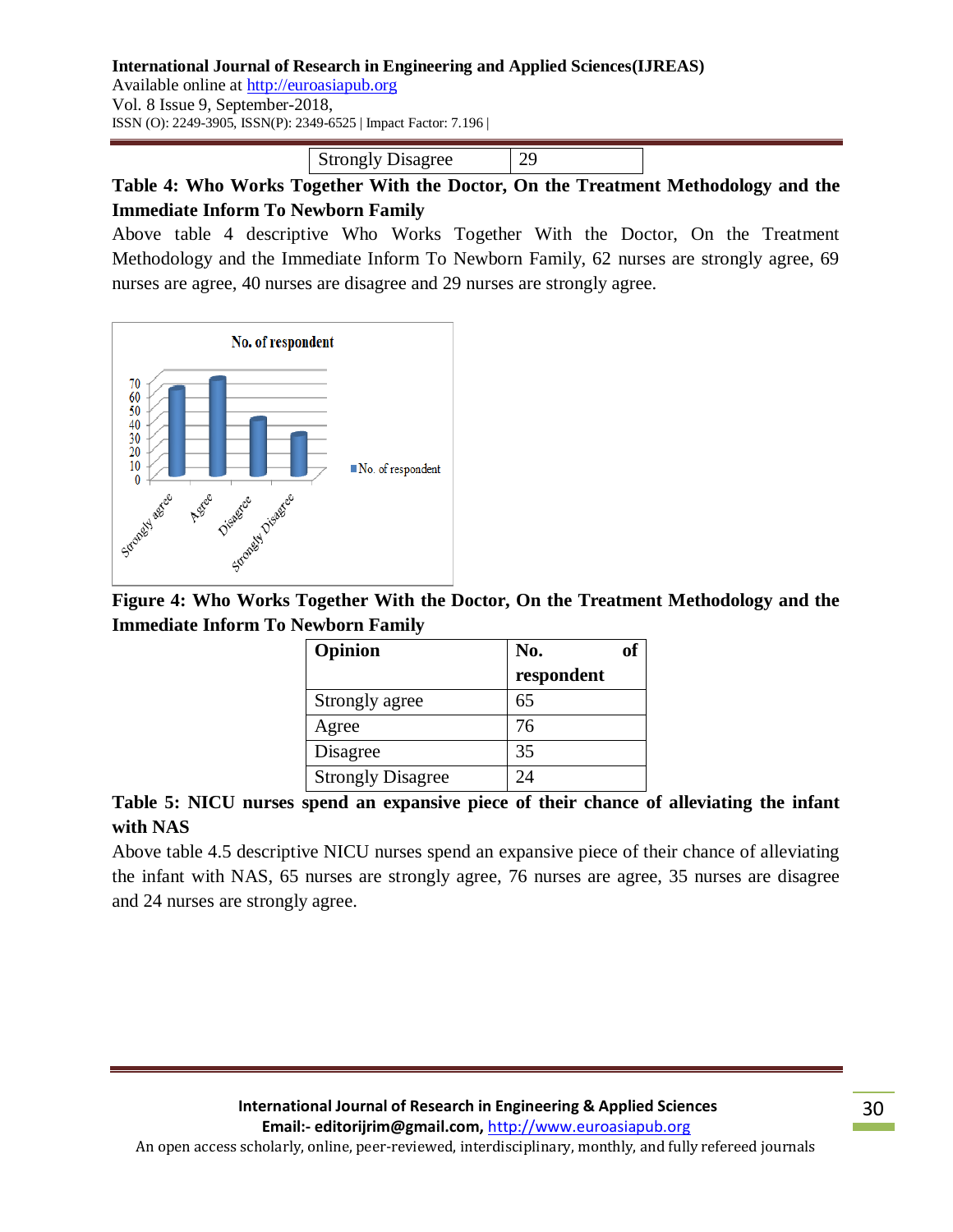| Strongly Disagree | 29 |
|---|---|

**Table 4: Who Works Together With the Doctor, On the Treatment Methodology and the Immediate Inform To Newborn Family**

Above table 4 descriptive Who Works Together With the Doctor, On the Treatment Methodology and the Immediate Inform To Newborn Family, 62 nurses are strongly agree, 69 nurses are agree, 40 nurses are disagree and 29 nurses are strongly agree.

**Figure 4: Who Works Together With the Doctor, On the Treatment Methodology and the Immediate Inform To Newborn Family**

| Opinion | No. of respondent |
|---|---|
| Strongly agree | 65 |
| Agree | 76 |
| Disagree | 35 |
| Strongly Disagree | 24 |

**Table 5: NICU nurses spend an expansive piece of their chance of alleviating the infant with NAS**

Above table 4.5 descriptive NICU nurses spend an expansive piece of their chance of alleviating the infant with NAS, 65 nurses are strongly agree, 76 nurses are agree, 35 nurses are disagree and 24 nurses are strongly agree.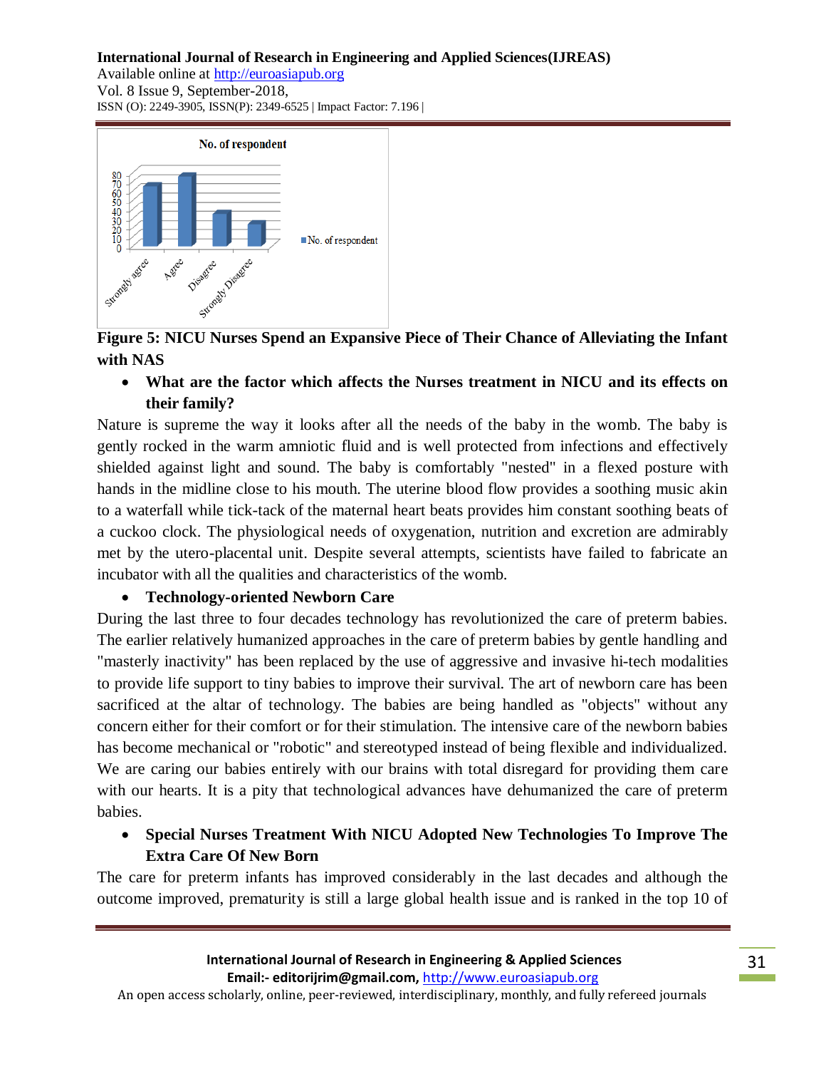**Figure 5: NICU Nurses Spend an Expansive Piece of Their Chance of Alleviating the Infant with NAS**

- **What are the factor which affects the Nurses treatment in NICU and its effects on their family?**

Nature is supreme the way it looks after all the needs of the baby in the womb. The baby is gently rocked in the warm amniotic fluid and is well protected from infections and effectively shielded against light and sound. The baby is comfortably "nested" in a flexed posture with hands in the midline close to his mouth. The uterine blood flow provides a soothing music akin to a waterfall while tick-tack of the maternal heart beats provides him constant soothing beats of a cuckoo clock. The physiological needs of oxygenation, nutrition and excretion are admirably met by the utero-placental unit. Despite several attempts, scientists have failed to fabricate an incubator with all the qualities and characteristics of the womb.

- **Technology-oriented Newborn Care**

During the last three to four decades technology has revolutionized the care of preterm babies. The earlier relatively humanized approaches in the care of preterm babies by gentle handling and "masterly inactivity" has been replaced by the use of aggressive and invasive hi-tech modalities to provide life support to tiny babies to improve their survival. The art of newborn care has been sacrificed at the altar of technology. The babies are being handled as "objects" without any concern either for their comfort or for their stimulation. The intensive care of the newborn babies has become mechanical or "robotic" and stereotyped instead of being flexible and individualized. We are caring our babies entirely with our brains with total disregard for providing them care with our hearts. It is a pity that technological advances have dehumanized the care of preterm babies.

- **Special Nurses Treatment With NICU Adopted New Technologies To Improve The Extra Care Of New Born**

The care for preterm infants has improved considerably in the last decades and although the outcome improved, prematurity is still a large global health issue and is ranked in the top 10 of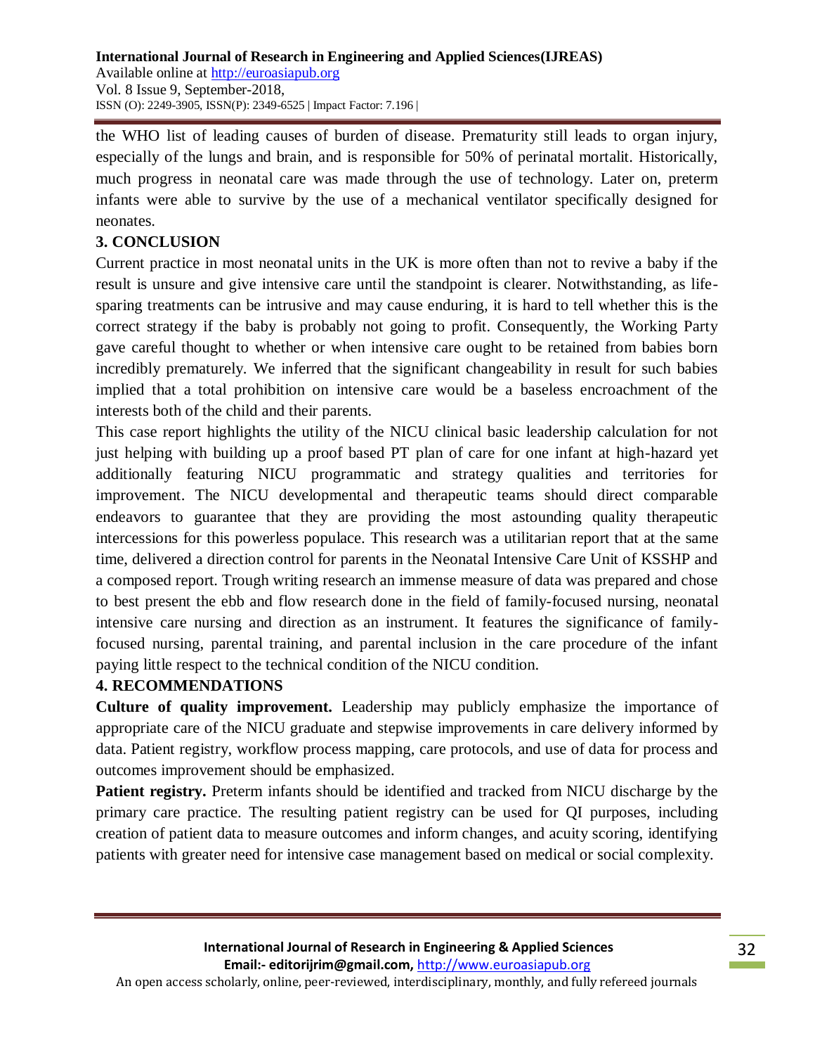the WHO list of leading causes of burden of disease. Prematurity still leads to organ injury, especially of the lungs and brain, and is responsible for 50% of perinatal mortalit. Historically, much progress in neonatal care was made through the use of technology. Later on, preterm infants were able to survive by the use of a mechanical ventilator specifically designed for neonates.

## 3. CONCLUSION

Current practice in most neonatal units in the UK is more often than not to revive a baby if the result is unsure and give intensive care until the standpoint is clearer. Notwithstanding, as life-sparing treatments can be intrusive and may cause enduring, it is hard to tell whether this is the correct strategy if the baby is probably not going to profit. Consequently, the Working Party gave careful thought to whether or when intensive care ought to be retained from babies born incredibly prematurely. We inferred that the significant changeability in result for such babies implied that a total prohibition on intensive care would be a baseless encroachment of the interests both of the child and their parents.

This case report highlights the utility of the NICU clinical basic leadership calculation for not just helping with building up a proof based PT plan of care for one infant at high-hazard yet additionally featuring NICU programmatic and strategy qualities and territories for improvement. The NICU developmental and therapeutic teams should direct comparable endeavors to guarantee that they are providing the most astounding quality therapeutic intercessions for this powerless populace. This research was a utilitarian report that at the same time, delivered a direction control for parents in the Neonatal Intensive Care Unit of KSSHP and a composed report. Trough writing research an immense measure of data was prepared and chose to best present the ebb and flow research done in the field of family-focused nursing, neonatal intensive care nursing and direction as an instrument. It features the significance of family-focused nursing, parental training, and parental inclusion in the care procedure of the infant paying little respect to the technical condition of the NICU condition.

## 4. RECOMMENDATIONS

**Culture of quality improvement.** Leadership may publicly emphasize the importance of appropriate care of the NICU graduate and stepwise improvements in care delivery informed by data. Patient registry, workflow process mapping, care protocols, and use of data for process and outcomes improvement should be emphasized.

**Patient registry.** Preterm infants should be identified and tracked from NICU discharge by the primary care practice. The resulting patient registry can be used for QI purposes, including creation of patient data to measure outcomes and inform changes, and acuity scoring, identifying patients with greater need for intensive case management based on medical or social complexity.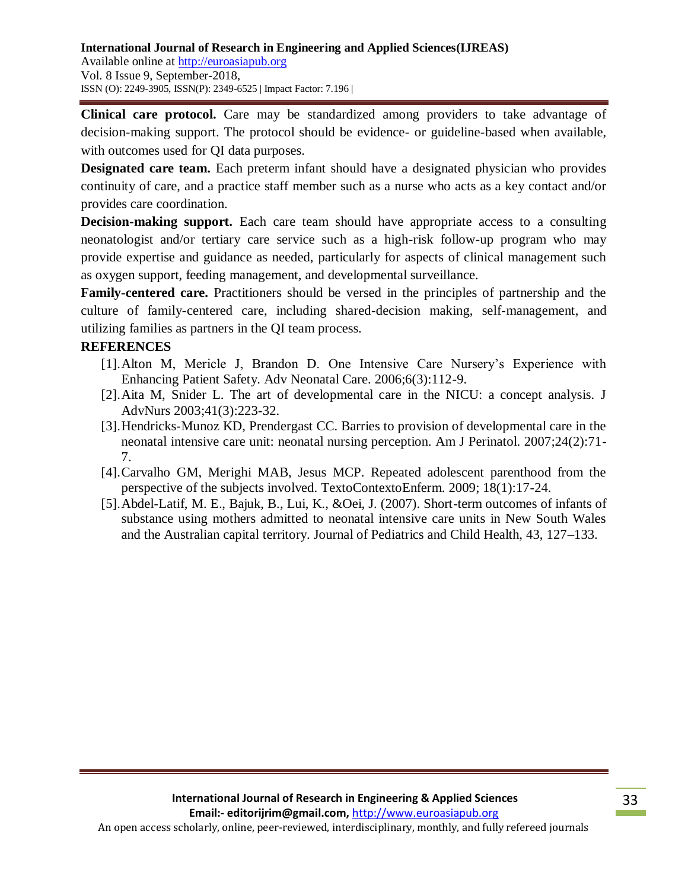**Clinical care protocol.** Care may be standardized among providers to take advantage of decision-making support. The protocol should be evidence- or guideline-based when available, with outcomes used for QI data purposes.

**Designated care team.** Each preterm infant should have a designated physician who provides continuity of care, and a practice staff member such as a nurse who acts as a key contact and/or provides care coordination.

**Decision-making support.** Each care team should have appropriate access to a consulting neonatologist and/or tertiary care service such as a high-risk follow-up program who may provide expertise and guidance as needed, particularly for aspects of clinical management such as oxygen support, feeding management, and developmental surveillance.

**Family-centered care.** Practitioners should be versed in the principles of partnership and the culture of family-centered care, including shared-decision making, self-management, and utilizing families as partners in the QI team process.

## REFERENCES

[1]. Alton M, Mericle J, Brandon D. One Intensive Care Nursery's Experience with Enhancing Patient Safety. Adv Neonatal Care. 2006;6(3):112-9.

[2]. Aita M, Snider L. The art of developmental care in the NICU: a concept analysis. J AdvNurs 2003;41(3):223-32.

[3]. Hendricks-Munoz KD, Prendergast CC. Barries to provision of developmental care in the neonatal intensive care unit: neonatal nursing perception. Am J Perinatol. 2007;24(2):71-7.

[4]. Carvalho GM, Merighi MAB, Jesus MCP. Repeated adolescent parenthood from the perspective of the subjects involved. TextoContextoEnferm. 2009; 18(1):17-24.

[5]. Abdel-Latif, M. E., Bajuk, B., Lui, K., &Oei, J. (2007). Short-term outcomes of infants of substance using mothers admitted to neonatal intensive care units in New South Wales and the Australian capital territory. Journal of Pediatrics and Child Health, 43, 127–133.